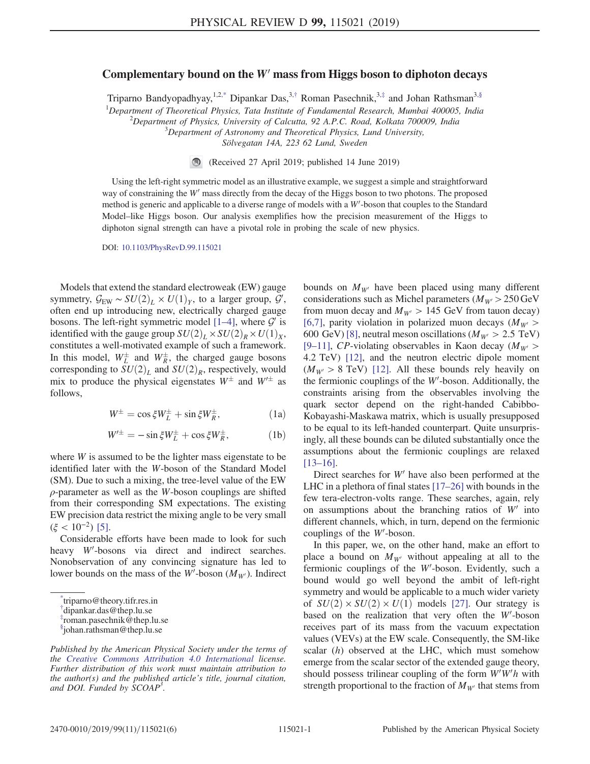# Complementary bound on the $W'$ mass from Higgs boson to diphoton decays

Triparno Bandyopadhyay,[1,2,*] Dipankar Das,[3,†] Roman Pasechnik,[3,‡] and Johan Rathsman[3,§]

[1]*Department of Theoretical Physics, Tata Institute of Fundamental Research, Mumbai 400005, India*
[2]*Department of Physics, University of Calcutta, 92 A.P.C. Road, Kolkata 700009, India*
[3]*Department of Astronomy and Theoretical Physics, Lund University, Sölvegatan 14A, 223 62 Lund, Sweden*

(Received 27 April 2019; published 14 June 2019)

Using the left-right symmetric model as an illustrative example, we suggest a simple and straightforward way of constraining the $W'$ mass directly from the decay of the Higgs boson to two photons. The proposed method is generic and applicable to a diverse range of models with a $W'$-boson that couples to the Standard Model–like Higgs boson. Our analysis exemplifies how the precision measurement of the Higgs to diphoton signal strength can have a pivotal role in probing the scale of new physics.

DOI: 10.1103/PhysRevD.99.115021

Models that extend the standard electroweak (EW) gauge symmetry, $\mathcal{G}_{\rm EW} \sim SU(2)_L \times U(1)_Y$, to a larger group, $\mathcal{G}'$, often end up introducing new, electrically charged gauge bosons. The left-right symmetric model [1–4], where $\mathcal{G}'$ is identified with the gauge group $SU(2)_L \times SU(2)_R \times U(1)_X$, constitutes a well-motivated example of such a framework. In this model, $W_L^\pm$ and $W_R^\pm$, the charged gauge bosons corresponding to $SU(2)_L$ and $SU(2)_R$, respectively, would mix to produce the physical eigenstates $W^\pm$ and $W'^\pm$ as follows,

$$W^\pm = \cos\xi W_L^\pm + \sin\xi W_R^\pm, \tag{1a}$$

$$W'^\pm = -\sin\xi W_L^\pm + \cos\xi W_R^\pm, \tag{1b}$$

where $W$ is assumed to be the lighter mass eigenstate to be identified later with the $W$-boson of the Standard Model (SM). Due to such a mixing, the tree-level value of the EW $\rho$-parameter as well as the $W$-boson couplings are shifted from their corresponding SM expectations. The existing EW precision data restrict the mixing angle to be very small ($\xi < 10^{-2}$) [5].

Considerable efforts have been made to look for such heavy $W'$-bosons via direct and indirect searches. Nonobservation of any convincing signature has led to lower bounds on the mass of the $W'$-boson ($M_{W'}$). Indirect bounds on $M_{W'}$ have been placed using many different considerations such as Michel parameters ($M_{W'} > 250$ GeV from muon decay and $M_{W'} > 145$ GeV from tauon decay) [6,7], parity violation in polarized muon decays ($M_{W'} > 600$ GeV) [8], neutral meson oscillations ($M_{W'} > 2.5$ TeV) [9–11], $CP$-violating observables in Kaon decay ($M_{W'} > 4.2$ TeV) [12], and the neutron electric dipole moment ($M_{W'} > 8$ TeV) [12]. All these bounds rely heavily on the fermionic couplings of the $W'$-boson. Additionally, the constraints arising from the observables involving the quark sector depend on the right-handed Cabibbo-Kobayashi-Maskawa matrix, which is usually presupposed to be equal to its left-handed counterpart. Quite unsurprisingly, all these bounds can be diluted substantially once the assumptions about the fermionic couplings are relaxed [13–16].

Direct searches for $W'$ have also been performed at the LHC in a plethora of final states [17–26] with bounds in the few tera-electron-volts range. These searches, again, rely on assumptions about the branching ratios of $W'$ into different channels, which, in turn, depend on the fermionic couplings of the $W'$-boson.

In this paper, we, on the other hand, make an effort to place a bound on $M_{W'}$ without appealing at all to the fermionic couplings of the $W'$-boson. Evidently, such a bound would go well beyond the ambit of left-right symmetry and would be applicable to a much wider variety of $SU(2) \times SU(2) \times U(1)$ models [27]. Our strategy is based on the realization that very often the $W'$-boson receives part of its mass from the vacuum expectation values (VEVs) at the EW scale. Consequently, the SM-like scalar ($h$) observed at the LHC, which must somehow emerge from the scalar sector of the extended gauge theory, should possess trilinear coupling of the form $W'W'h$ with strength proportional to the fraction of $M_{W'}$ that stems from

---

*triparno@theory.tifr.res.in
†dipankar.das@thep.lu.se
‡roman.pasechnik@thep.lu.se
§johan.rathsman@thep.lu.se

*Published by the American Physical Society under the terms of the Creative Commons Attribution 4.0 International license. Further distribution of this work must maintain attribution to the author(s) and the published article's title, journal citation, and DOI. Funded by SCOAP³.*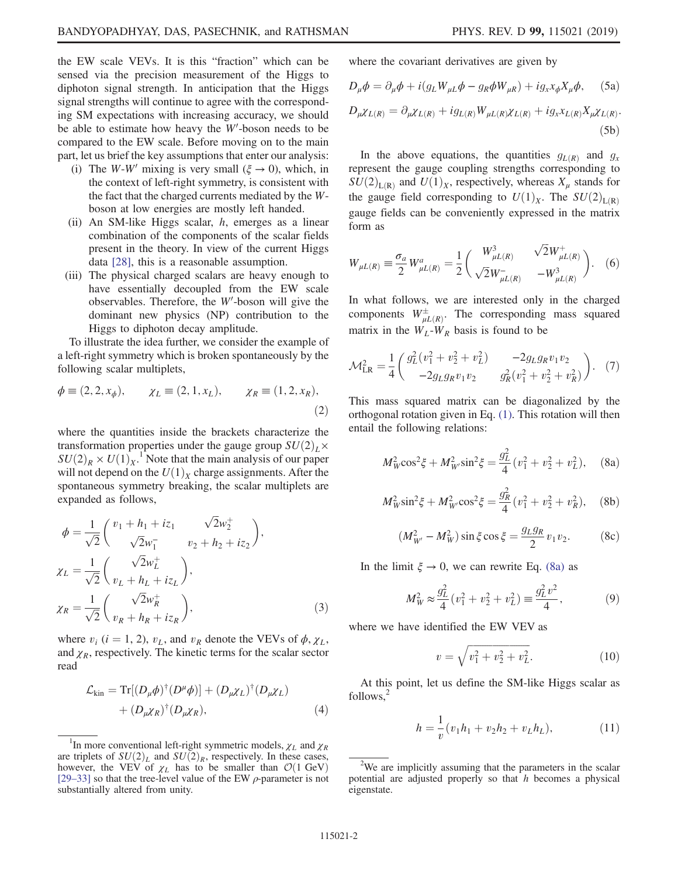the EW scale VEVs. It is this "fraction" which can be sensed via the precision measurement of the Higgs to diphoton signal strength. In anticipation that the Higgs signal strengths will continue to agree with the corresponding SM expectations with increasing accuracy, we should be able to estimate how heavy the $W'$-boson needs to be compared to the EW scale. Before moving on to the main part, let us brief the key assumptions that enter our analysis:

(i) The $W$-$W'$ mixing is very small ($\xi \to 0$), which, in the context of left-right symmetry, is consistent with the fact that the charged currents mediated by the $W$-boson at low energies are mostly left handed.

(ii) An SM-like Higgs scalar, $h$, emerges as a linear combination of the components of the scalar fields present in the theory. In view of the current Higgs data [28], this is a reasonable assumption.

(iii) The physical charged scalars are heavy enough to have essentially decoupled from the EW scale observables. Therefore, the $W'$-boson will give the dominant new physics (NP) contribution to the Higgs to diphoton decay amplitude.

To illustrate the idea further, we consider the example of a left-right symmetry which is broken spontaneously by the following scalar multiplets,

$$\phi \equiv (2,2,x_\phi), \qquad \chi_L \equiv (2,1,x_L), \qquad \chi_R \equiv (1,2,x_R), \tag{2}$$

where the quantities inside the brackets characterize the transformation properties under the gauge group $SU(2)_L \times SU(2)_R \times U(1)_X$.[1] Note that the main analysis of our paper will not depend on the $U(1)_X$ charge assignments. After the spontaneous symmetry breaking, the scalar multiplets are expanded as follows,

$$\phi = \frac{1}{\sqrt{2}}\begin{pmatrix} v_1 + h_1 + iz_1 & \sqrt{2}w_2^+ \\ \sqrt{2}w_1^- & v_2 + h_2 + iz_2 \end{pmatrix},$$
$$\chi_L = \frac{1}{\sqrt{2}}\begin{pmatrix} \sqrt{2}w_L^+ \\ v_L + h_L + iz_L \end{pmatrix},$$
$$\chi_R = \frac{1}{\sqrt{2}}\begin{pmatrix} \sqrt{2}w_R^+ \\ v_R + h_R + iz_R \end{pmatrix}, \tag{3}$$

where $v_i$ ($i = 1, 2$), $v_L$, and $v_R$ denote the VEVs of $\phi$, $\chi_L$, and $\chi_R$, respectively. The kinetic terms for the scalar sector read

$$\mathcal{L}_{\rm kin} = {\rm Tr}[(D_\mu\phi)^\dagger(D^\mu\phi)] + (D_\mu\chi_L)^\dagger(D_\mu\chi_L) + (D_\mu\chi_R)^\dagger(D_\mu\chi_R), \tag{4}$$

where the covariant derivatives are given by

$$D_\mu\phi = \partial_\mu\phi + i(g_L W_{\mu L}\phi - g_R\phi W_{\mu R}) + ig_x x_\phi X_\mu\phi, \tag{5a}$$

$$D_\mu\chi_{L(R)} = \partial_\mu\chi_{L(R)} + ig_{L(R)}W_{\mu L(R)}\chi_{L(R)} + ig_x x_{L(R)}X_\mu\chi_{L(R)}. \tag{5b}$$

In the above equations, the quantities $g_{L(R)}$ and $g_x$ represent the gauge coupling strengths corresponding to $SU(2)_{L(R)}$ and $U(1)_X$, respectively, whereas $X_\mu$ stands for the gauge field corresponding to $U(1)_X$. The $SU(2)_{L(R)}$ gauge fields can be conveniently expressed in the matrix form as

$$W_{\mu L(R)} \equiv \frac{\sigma_a}{2}W^a_{\mu L(R)} = \frac{1}{2}\begin{pmatrix} W^3_{\mu L(R)} & \sqrt{2}W^+_{\mu L(R)} \\ \sqrt{2}W^-_{\mu L(R)} & -W^3_{\mu L(R)} \end{pmatrix}. \tag{6}$$

In what follows, we are interested only in the charged components $W^\pm_{\mu L(R)}$. The corresponding mass squared matrix in the $W_L$-$W_R$ basis is found to be

$$\mathcal{M}^2_{\rm LR} = \frac{1}{4}\begin{pmatrix} g_L^2(v_1^2 + v_2^2 + v_L^2) & -2g_L g_R v_1 v_2 \\ -2g_L g_R v_1 v_2 & g_R^2(v_1^2 + v_2^2 + v_R^2) \end{pmatrix}. \tag{7}$$

This mass squared matrix can be diagonalized by the orthogonal rotation given in Eq. (1). This rotation will then entail the following relations:

$$M_W^2\cos^2\xi + M_{W'}^2\sin^2\xi = \frac{g_L^2}{4}(v_1^2 + v_2^2 + v_L^2), \tag{8a}$$

$$M_W^2\sin^2\xi + M_{W'}^2\cos^2\xi = \frac{g_R^2}{4}(v_1^2 + v_2^2 + v_R^2), \tag{8b}$$

$$(M_{W'}^2 - M_W^2)\sin\xi\cos\xi = \frac{g_L g_R}{2}v_1 v_2. \tag{8c}$$

In the limit $\xi \to 0$, we can rewrite Eq. (8a) as

$$M_W^2 \approx \frac{g_L^2}{4}(v_1^2 + v_2^2 + v_L^2) \equiv \frac{g_L^2 v^2}{4}, \tag{9}$$

where we have identified the EW VEV as

$$v = \sqrt{v_1^2 + v_2^2 + v_L^2}. \tag{10}$$

At this point, let us define the SM-like Higgs scalar as follows,[2]

$$h = \frac{1}{v}(v_1 h_1 + v_2 h_2 + v_L h_L), \tag{11}$$

[1] In more conventional left-right symmetric models, $\chi_L$ and $\chi_R$ are triplets of $SU(2)_L$ and $SU(2)_R$, respectively. In these cases, however, the VEV of $\chi_L$ has to be smaller than $\mathcal{O}(1\ \text{GeV})$ [29–33] so that the tree-level value of the EW $\rho$-parameter is not substantially altered from unity.

[2] We are implicitly assuming that the parameters in the scalar potential are adjusted properly so that $h$ becomes a physical eigenstate.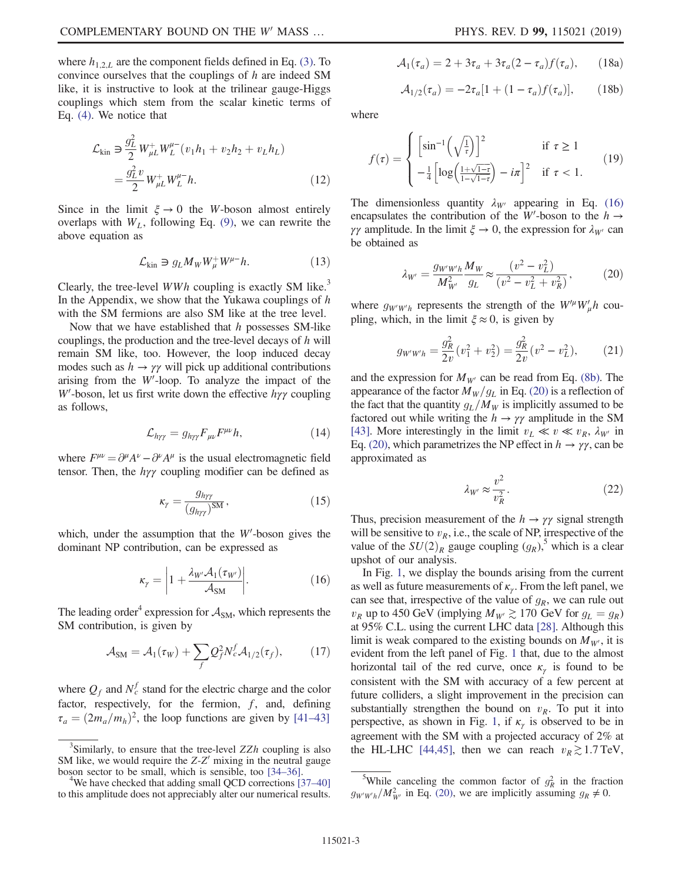where $h_{1,2,L}$ are the component fields defined in Eq. (3). To convince ourselves that the couplings of $h$ are indeed SM like, it is instructive to look at the trilinear gauge-Higgs couplings which stem from the scalar kinetic terms of Eq. (4). We notice that

$$\mathcal{L}_{\rm kin} \ni \frac{g_L^2}{2} W_{\mu L}^+ W_L^{\mu -}(v_1 h_1 + v_2 h_2 + v_L h_L) = \frac{g_L^2 v}{2} W_{\mu L}^+ W_L^{\mu -} h. \tag{12}$$

Since in the limit $\xi \to 0$ the $W$-boson almost entirely overlaps with $W_L$, following Eq. (9), we can rewrite the above equation as

$$\mathcal{L}_{\rm kin} \ni g_L M_W W_\mu^+ W^{\mu -} h. \tag{13}$$

Clearly, the tree-level $WWh$ coupling is exactly SM like.[3] In the Appendix, we show that the Yukawa couplings of $h$ with the SM fermions are also SM like at the tree level.

Now that we have established that $h$ possesses SM-like couplings, the production and the tree-level decays of $h$ will remain SM like, too. However, the loop induced decay modes such as $h \to \gamma\gamma$ will pick up additional contributions arising from the $W'$-loop. To analyze the impact of the $W'$-boson, let us first write down the effective $h\gamma\gamma$ coupling as follows,

$$\mathcal{L}_{h\gamma\gamma} = g_{h\gamma\gamma} F_{\mu\nu} F^{\mu\nu} h, \tag{14}$$

where $F^{\mu\nu} = \partial^\mu A^\nu - \partial^\nu A^\mu$ is the usual electromagnetic field tensor. Then, the $h\gamma\gamma$ coupling modifier can be defined as

$$\kappa_\gamma = \frac{g_{h\gamma\gamma}}{(g_{h\gamma\gamma})^{\rm SM}}, \tag{15}$$

which, under the assumption that the $W'$-boson gives the dominant NP contribution, can be expressed as

$$\kappa_\gamma = \left| 1 + \frac{\lambda_{W'} \mathcal{A}_1(\tau_{W'})}{\mathcal{A}_{\rm SM}} \right|. \tag{16}$$

The leading order[4] expression for $\mathcal{A}_{\rm SM}$, which represents the SM contribution, is given by

$$\mathcal{A}_{\rm SM} = \mathcal{A}_1(\tau_W) + \sum_f Q_f^2 N_c^f \mathcal{A}_{1/2}(\tau_f), \tag{17}$$

where $Q_f$ and $N_c^f$ stand for the electric charge and the color factor, respectively, for the fermion, $f$, and, defining $\tau_a = (2m_a/m_h)^2$, the loop functions are given by [41–43]

$$\mathcal{A}_1(\tau_a) = 2 + 3\tau_a + 3\tau_a(2 - \tau_a) f(\tau_a), \tag{18a}$$

$$\mathcal{A}_{1/2}(\tau_a) = -2\tau_a[1 + (1 - \tau_a) f(\tau_a)], \tag{18b}$$

where

$$f(\tau) = \begin{cases} \left[\sin^{-1}\left(\sqrt{\frac{1}{\tau}}\right)\right]^2 & \text{if } \tau \geq 1 \\ -\frac{1}{4}\left[\log\left(\frac{1+\sqrt{1-\tau}}{1-\sqrt{1-\tau}}\right) - i\pi\right]^2 & \text{if } \tau < 1. \end{cases} \tag{19}$$

The dimensionless quantity $\lambda_{W'}$ appearing in Eq. (16) encapsulates the contribution of the $W'$-boson to the $h \to \gamma\gamma$ amplitude. In the limit $\xi \to 0$, the expression for $\lambda_{W'}$ can be obtained as

$$\lambda_{W'} = \frac{g_{W'W'h}}{M_{W'}^2} \frac{M_W}{g_L} \approx \frac{(v^2 - v_L^2)}{(v^2 - v_L^2 + v_R^2)}, \tag{20}$$

where $g_{W'W'h}$ represents the strength of the $W'^\mu W'_\mu h$ coupling, which, in the limit $\xi \approx 0$, is given by

$$g_{W'W'h} = \frac{g_R^2}{2v}(v_1^2 + v_2^2) = \frac{g_R^2}{2v}(v^2 - v_L^2), \tag{21}$$

and the expression for $M_{W'}$ can be read from Eq. (8b). The appearance of the factor $M_W/g_L$ in Eq. (20) is a reflection of the fact that the quantity $g_L/M_W$ is implicitly assumed to be factored out while writing the $h \to \gamma\gamma$ amplitude in the SM [43]. More interestingly in the limit $v_L \ll v \ll v_R$, $\lambda_{W'}$ in Eq. (20), which parametrizes the NP effect in $h \to \gamma\gamma$, can be approximated as

$$\lambda_{W'} \approx \frac{v^2}{v_R^2}. \tag{22}$$

Thus, precision measurement of the $h \to \gamma\gamma$ signal strength will be sensitive to $v_R$, i.e., the scale of NP, irrespective of the value of the $SU(2)_R$ gauge coupling ($g_R$),[5] which is a clear upshot of our analysis.

In Fig. 1, we display the bounds arising from the current as well as future measurements of $\kappa_\gamma$. From the left panel, we can see that, irrespective of the value of $g_R$, we can rule out $v_R$ up to 450 GeV (implying $M_{W'} \gtrsim 170$ GeV for $g_L = g_R$) at 95% C.L. using the current LHC data [28]. Although this limit is weak compared to the existing bounds on $M_{W'}$, it is evident from the left panel of Fig. 1 that, due to the almost horizontal tail of the red curve, once $\kappa_\gamma$ is found to be consistent with the SM with accuracy of a few percent at future colliders, a slight improvement in the precision can substantially strengthen the bound on $v_R$. To put it into perspective, as shown in Fig. 1, if $\kappa_\gamma$ is observed to be in agreement with the SM with a projected accuracy of 2% at the HL-LHC [44,45], then we can reach $v_R \gtrsim 1.7$ TeV,

[3] Similarly, to ensure that the tree-level $ZZh$ coupling is also SM like, we would require the $Z$-$Z'$ mixing in the neutral gauge boson sector to be small, which is sensible, too [34–36].

[4] We have checked that adding small QCD corrections [37–40] to this amplitude does not appreciably alter our numerical results.

[5] While canceling the common factor of $g_R^2$ in the fraction $g_{W'W'h}/M_{W'}^2$ in Eq. (20), we are implicitly assuming $g_R \neq 0$.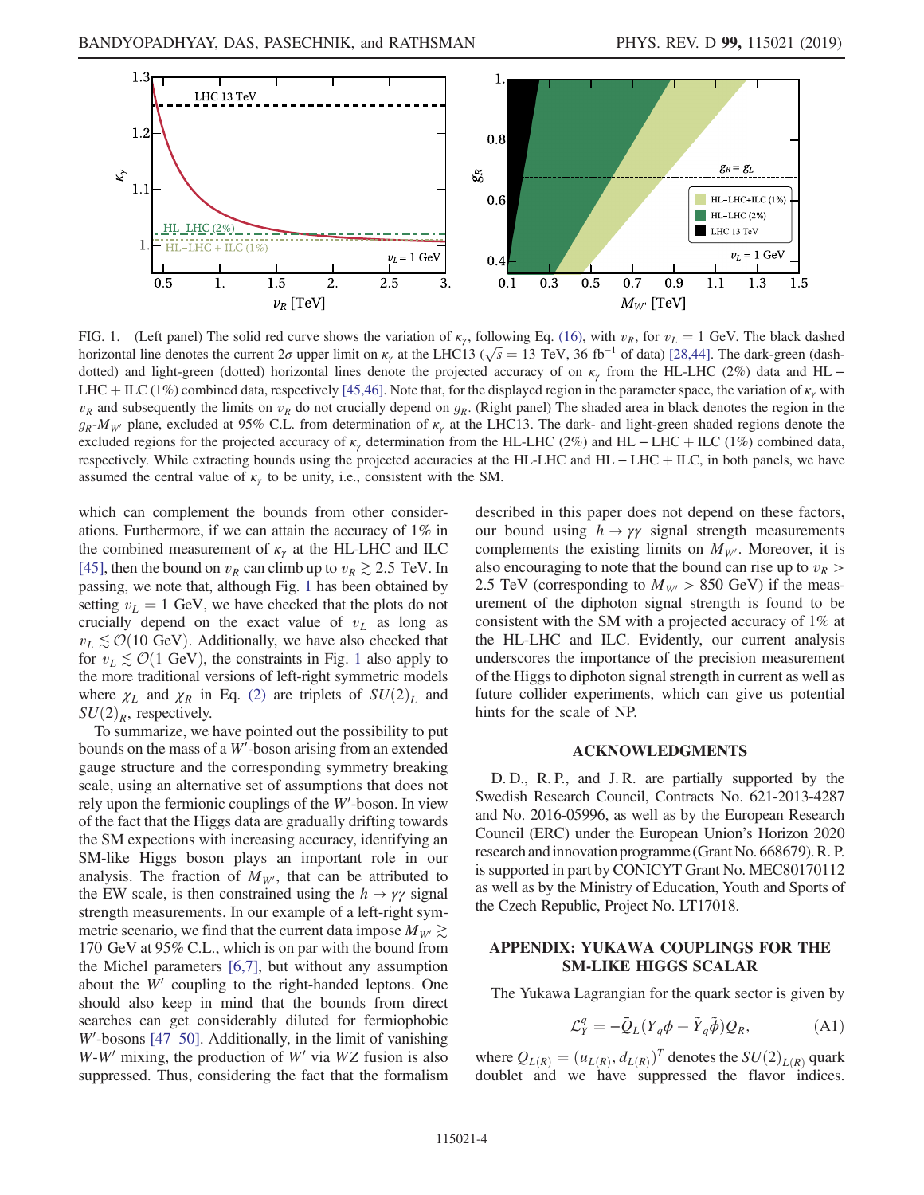FIG. 1. (Left panel) The solid red curve shows the variation of $\kappa_\gamma$, following Eq. (16), with $v_R$, for $v_L = 1$ GeV. The black dashed horizontal line denotes the current $2\sigma$ upper limit on $\kappa_\gamma$ at the LHC13 ($\sqrt{s} = 13$ TeV, 36 fb$^{-1}$ of data) [28,44]. The dark-green (dash-dotted) and light-green (dotted) horizontal lines denote the projected accuracy of on $\kappa_\gamma$ from the HL-LHC (2%) data and HL − LHC + ILC (1%) combined data, respectively [45,46]. Note that, for the displayed region in the parameter space, the variation of $\kappa_\gamma$ with $v_R$ and subsequently the limits on $v_R$ do not crucially depend on $g_R$. (Right panel) The shaded area in black denotes the region in the $g_R$-$M_{W'}$ plane, excluded at 95% C.L. from determination of $\kappa_\gamma$ at the LHC13. The dark- and light-green shaded regions denote the excluded regions for the projected accuracy of $\kappa_\gamma$ determination from the HL-LHC (2%) and HL − LHC + ILC (1%) combined data, respectively. While extracting bounds using the projected accuracies at the HL-LHC and HL − LHC + ILC, in both panels, we have assumed the central value of $\kappa_\gamma$ to be unity, i.e., consistent with the SM.

which can complement the bounds from other considerations. Furthermore, if we can attain the accuracy of 1% in the combined measurement of $\kappa_\gamma$ at the HL-LHC and ILC [45], then the bound on $v_R$ can climb up to $v_R \gtrsim 2.5$ TeV. In passing, we note that, although Fig. 1 has been obtained by setting $v_L = 1$ GeV, we have checked that the plots do not crucially depend on the exact value of $v_L$ as long as $v_L \lesssim \mathcal{O}(10$ GeV). Additionally, we have also checked that for $v_L \lesssim \mathcal{O}(1$ GeV), the constraints in Fig. 1 also apply to the more traditional versions of left-right symmetric models where $\chi_L$ and $\chi_R$ in Eq. (2) are triplets of $SU(2)_L$ and $SU(2)_R$, respectively.

To summarize, we have pointed out the possibility to put bounds on the mass of a $W'$-boson arising from an extended gauge structure and the corresponding symmetry breaking scale, using an alternative set of assumptions that does not rely upon the fermionic couplings of the $W'$-boson. In view of the fact that the Higgs data are gradually drifting towards the SM expections with increasing accuracy, identifying an SM-like Higgs boson plays an important role in our analysis. The fraction of $M_{W'}$, that can be attributed to the EW scale, is then constrained using the $h \to \gamma\gamma$ signal strength measurements. In our example of a left-right symmetric scenario, we find that the current data impose $M_{W'} \gtrsim 170$ GeV at 95% C.L., which is on par with the bound from the Michel parameters [6,7], but without any assumption about the $W'$ coupling to the right-handed leptons. One should also keep in mind that the bounds from direct searches can get considerably diluted for fermiophobic $W'$-bosons [47–50]. Additionally, in the limit of vanishing $W$-$W'$ mixing, the production of $W'$ via $WZ$ fusion is also suppressed. Thus, considering the fact that the formalism described in this paper does not depend on these factors, our bound using $h \to \gamma\gamma$ signal strength measurements complements the existing limits on $M_{W'}$. Moreover, it is also encouraging to note that the bound can rise up to $v_R > 2.5$ TeV (corresponding to $M_{W'} > 850$ GeV) if the measurement of the diphoton signal strength is found to be consistent with the SM with a projected accuracy of 1% at the HL-LHC and ILC. Evidently, our current analysis underscores the importance of the precision measurement of the Higgs to diphoton signal strength in current as well as future collider experiments, which can give us potential hints for the scale of NP.

## ACKNOWLEDGMENTS

D. D., R. P., and J. R. are partially supported by the Swedish Research Council, Contracts No. 621-2013-4287 and No. 2016-05996, as well as by the European Research Council (ERC) under the European Union's Horizon 2020 research and innovation programme (Grant No. 668679). R. P. is supported in part by CONICYT Grant No. MEC80170112 as well as by the Ministry of Education, Youth and Sports of the Czech Republic, Project No. LT17018.

## APPENDIX: YUKAWA COUPLINGS FOR THE SM-LIKE HIGGS SCALAR

The Yukawa Lagrangian for the quark sector is given by

$$\mathcal{L}_Y^q = -\bar{Q}_L(Y_q\phi + \tilde{Y}_q\tilde{\phi})Q_R, \tag{A1}$$

where $Q_{L(R)} = (u_{L(R)}, d_{L(R)})^T$ denotes the $SU(2)_{L(R)}$ quark doublet and we have suppressed the flavor indices.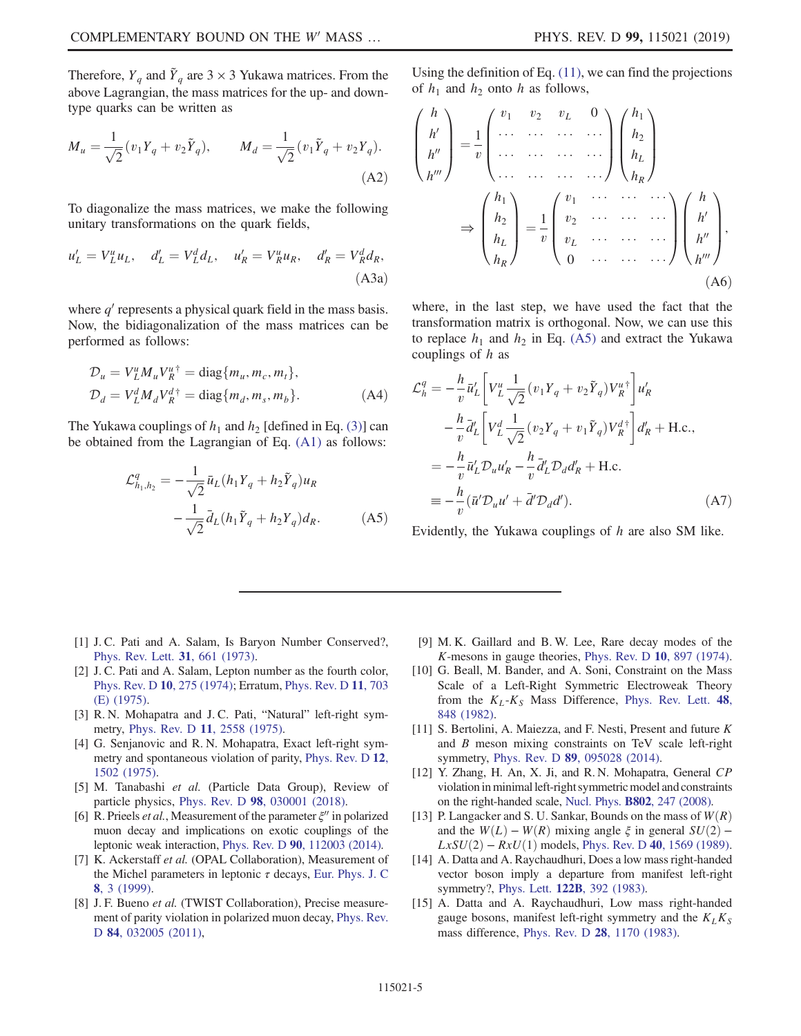Therefore, $Y_q$ and $\tilde{Y}_q$ are $3 \times 3$ Yukawa matrices. From the above Lagrangian, the mass matrices for the up- and down-type quarks can be written as

$$M_u = \frac{1}{\sqrt{2}}(v_1 Y_q + v_2 \tilde{Y}_q), \qquad M_d = \frac{1}{\sqrt{2}}(v_1 \tilde{Y}_q + v_2 Y_q). \tag{A2}$$

To diagonalize the mass matrices, we make the following unitary transformations on the quark fields,

$$u'_L = V_L^u u_L, \quad d'_L = V_L^d d_L, \quad u'_R = V_R^u u_R, \quad d'_R = V_R^d d_R, \tag{A3a}$$

where $q'$ represents a physical quark field in the mass basis. Now, the bidiagonalization of the mass matrices can be performed as follows:

$$\begin{aligned}
\mathcal{D}_u &= V_L^u M_u V_R^{u\dagger} = \mathrm{diag}\{m_u, m_c, m_t\}, \\
\mathcal{D}_d &= V_L^d M_d V_R^{d\dagger} = \mathrm{diag}\{m_d, m_s, m_b\}.
\end{aligned} \tag{A4}$$

The Yukawa couplings of $h_1$ and $h_2$ [defined in Eq. (3)] can be obtained from the Lagrangian of Eq. (A1) as follows:

$$\begin{aligned}
\mathcal{L}^q_{h_1,h_2} = &-\frac{1}{\sqrt{2}}\bar{u}_L(h_1 Y_q + h_2 \tilde{Y}_q)u_R \\
&-\frac{1}{\sqrt{2}}\bar{d}_L(h_1 \tilde{Y}_q + h_2 Y_q)d_R.
\end{aligned} \tag{A5}$$

Using the definition of Eq. (11), we can find the projections of $h_1$ and $h_2$ onto $h$ as follows,

$$\begin{pmatrix} h \\ h' \\ h'' \\ h''' \end{pmatrix} = \frac{1}{v}\begin{pmatrix} v_1 & v_2 & v_L & 0 \\ \cdots & \cdots & \cdots & \cdots \\ \cdots & \cdots & \cdots & \cdots \\ \cdots & \cdots & \cdots & \cdots \end{pmatrix}\begin{pmatrix} h_1 \\ h_2 \\ h_L \\ h_R \end{pmatrix}$$
$$\Rightarrow \begin{pmatrix} h_1 \\ h_2 \\ h_L \\ h_R \end{pmatrix} = \frac{1}{v}\begin{pmatrix} v_1 & \cdots & \cdots & \cdots \\ v_2 & \cdots & \cdots & \cdots \\ v_L & \cdots & \cdots & \cdots \\ 0 & \cdots & \cdots & \cdots \end{pmatrix}\begin{pmatrix} h \\ h' \\ h'' \\ h''' \end{pmatrix}, \tag{A6}$$

where, in the last step, we have used the fact that the transformation matrix is orthogonal. Now, we can use this to replace $h_1$ and $h_2$ in Eq. (A5) and extract the Yukawa couplings of $h$ as

$$\begin{aligned}
\mathcal{L}^q_h = &-\frac{h}{v}\bar{u}'_L\left[V_L^u \frac{1}{\sqrt{2}}(v_1 Y_q + v_2 \tilde{Y}_q)V_R^{u\dagger}\right]u'_R \\
&-\frac{h}{v}\bar{d}'_L\left[V_L^d \frac{1}{\sqrt{2}}(v_2 Y_q + v_1 \tilde{Y}_q)V_R^{d\dagger}\right]d'_R + \text{H.c.}, \\
= &-\frac{h}{v}\bar{u}'_L \mathcal{D}_u u'_R - \frac{h}{v}\bar{d}'_L \mathcal{D}_d d'_R + \text{H.c.} \\
\equiv &-\frac{h}{v}(\bar{u}'\mathcal{D}_u u' + \bar{d}'\mathcal{D}_d d').
\end{aligned} \tag{A7}$$

Evidently, the Yukawa couplings of $h$ are also SM like.

---

[1] J. C. Pati and A. Salam, Is Baryon Number Conserved?, Phys. Rev. Lett. **31**, 661 (1973).

[2] J. C. Pati and A. Salam, Lepton number as the fourth color, Phys. Rev. D **10**, 275 (1974); Erratum, Phys. Rev. D **11**, 703 (E) (1975).

[3] R. N. Mohapatra and J. C. Pati, "Natural" left-right symmetry, Phys. Rev. D **11**, 2558 (1975).

[4] G. Senjanovic and R. N. Mohapatra, Exact left-right symmetry and spontaneous violation of parity, Phys. Rev. D **12**, 1502 (1975).

[5] M. Tanabashi *et al.* (Particle Data Group), Review of particle physics, Phys. Rev. D **98**, 030001 (2018).

[6] R. Prieels *et al.*, Measurement of the parameter $\xi''$ in polarized muon decay and implications on exotic couplings of the leptonic weak interaction, Phys. Rev. D **90**, 112003 (2014).

[7] K. Ackerstaff *et al.* (OPAL Collaboration), Measurement of the Michel parameters in leptonic $\tau$ decays, Eur. Phys. J. C **8**, 3 (1999).

[8] J. F. Bueno *et al.* (TWIST Collaboration), Precise measurement of parity violation in polarized muon decay, Phys. Rev. D **84**, 032005 (2011),

[9] M. K. Gaillard and B. W. Lee, Rare decay modes of the $K$-mesons in gauge theories, Phys. Rev. D **10**, 897 (1974).

[10] G. Beall, M. Bander, and A. Soni, Constraint on the Mass Scale of a Left-Right Symmetric Electroweak Theory from the $K_L$-$K_S$ Mass Difference, Phys. Rev. Lett. **48**, 848 (1982).

[11] S. Bertolini, A. Maiezza, and F. Nesti, Present and future $K$ and $B$ meson mixing constraints on TeV scale left-right symmetry, Phys. Rev. D **89**, 095028 (2014).

[12] Y. Zhang, H. An, X. Ji, and R. N. Mohapatra, General $CP$ violation in minimal left-right symmetric model and constraints on the right-handed scale, Nucl. Phys. **B802**, 247 (2008).

[13] P. Langacker and S. U. Sankar, Bounds on the mass of $W(R)$ and the $W(L) - W(R)$ mixing angle $\xi$ in general $SU(2) - LxSU(2) - RxU(1)$ models, Phys. Rev. D **40**, 1569 (1989).

[14] A. Datta and A. Raychaudhuri, Does a low mass right-handed vector boson imply a departure from manifest left-right symmetry?, Phys. Lett. **122B**, 392 (1983).

[15] A. Datta and A. Raychaudhuri, Low mass right-handed gauge bosons, manifest left-right symmetry and the $K_L K_S$ mass difference, Phys. Rev. D **28**, 1170 (1983).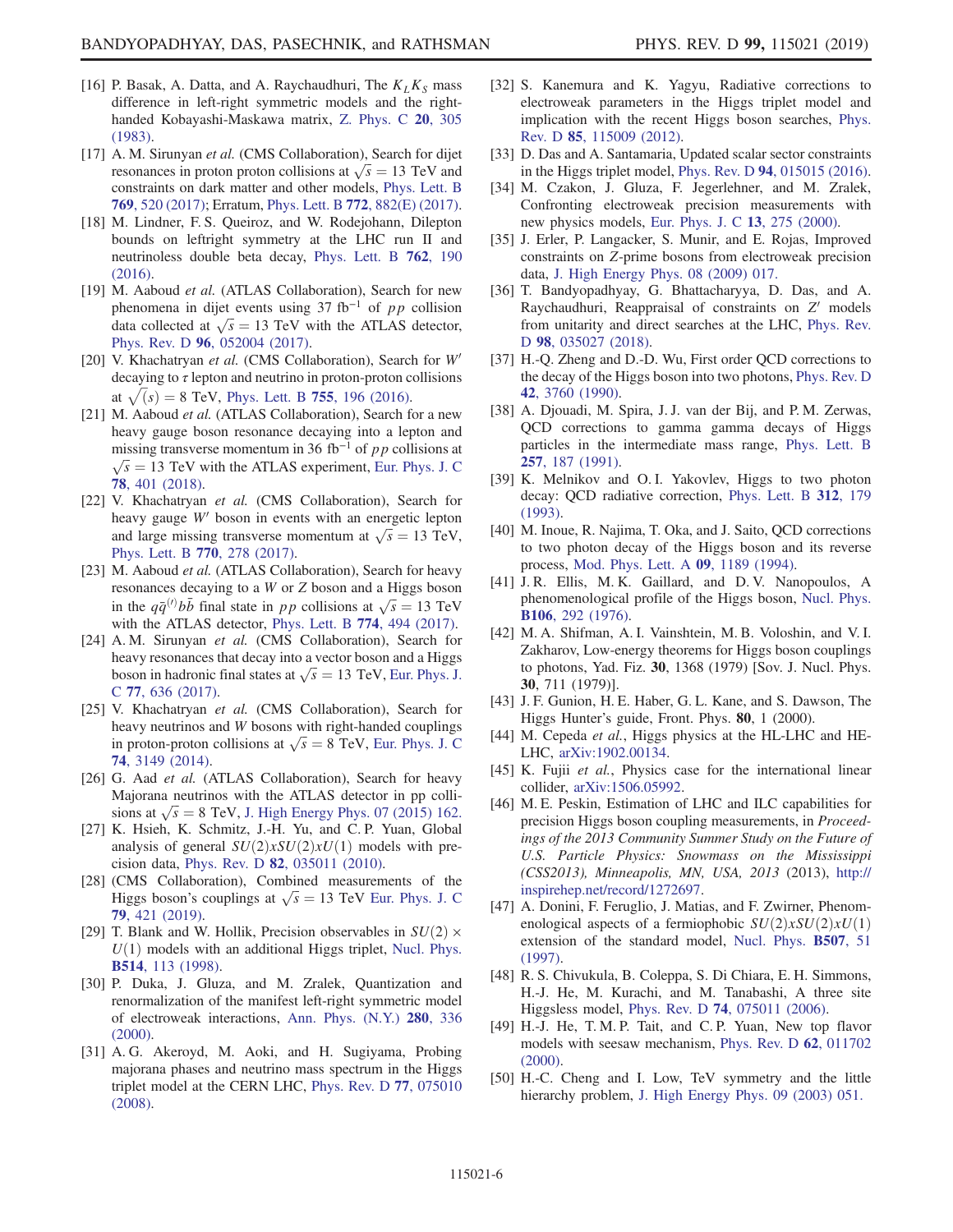[16] P. Basak, A. Datta, and A. Raychaudhuri, The $K_L K_S$ mass difference in left-right symmetric models and the right-handed Kobayashi-Maskawa matrix, Z. Phys. C **20**, 305 (1983).

[17] A. M. Sirunyan *et al.* (CMS Collaboration), Search for dijet resonances in proton proton collisions at $\sqrt{s} = 13$ TeV and constraints on dark matter and other models, Phys. Lett. B **769**, 520 (2017); Erratum, Phys. Lett. B **772**, 882(E) (2017).

[18] M. Lindner, F. S. Queiroz, and W. Rodejohann, Dilepton bounds on leftright symmetry at the LHC run II and neutrinoless double beta decay, Phys. Lett. B **762**, 190 (2016).

[19] M. Aaboud *et al.* (ATLAS Collaboration), Search for new phenomena in dijet events using 37 $\mathrm{fb}^{-1}$ of $pp$ collision data collected at $\sqrt{s} = 13$ TeV with the ATLAS detector, Phys. Rev. D **96**, 052004 (2017).

[20] V. Khachatryan *et al.* (CMS Collaboration), Search for $W'$ decaying to $\tau$ lepton and neutrino in proton-proton collisions at $\sqrt{(s)} = 8$ TeV, Phys. Lett. B **755**, 196 (2016).

[21] M. Aaboud *et al.* (ATLAS Collaboration), Search for a new heavy gauge boson resonance decaying into a lepton and missing transverse momentum in 36 $\mathrm{fb}^{-1}$ of $pp$ collisions at $\sqrt{s} = 13$ TeV with the ATLAS experiment, Eur. Phys. J. C **78**, 401 (2018).

[22] V. Khachatryan *et al.* (CMS Collaboration), Search for heavy gauge $W'$ boson in events with an energetic lepton and large missing transverse momentum at $\sqrt{s} = 13$ TeV, Phys. Lett. B **770**, 278 (2017).

[23] M. Aaboud *et al.* (ATLAS Collaboration), Search for heavy resonances decaying to a $W$ or $Z$ boson and a Higgs boson in the $q\bar{q}^{(\prime)}b\bar{b}$ final state in $pp$ collisions at $\sqrt{s} = 13$ TeV with the ATLAS detector, Phys. Lett. B **774**, 494 (2017).

[24] A. M. Sirunyan *et al.* (CMS Collaboration), Search for heavy resonances that decay into a vector boson and a Higgs boson in hadronic final states at $\sqrt{s} = 13$ TeV, Eur. Phys. J. C **77**, 636 (2017).

[25] V. Khachatryan *et al.* (CMS Collaboration), Search for heavy neutrinos and $W$ bosons with right-handed couplings in proton-proton collisions at $\sqrt{s} = 8$ TeV, Eur. Phys. J. C **74**, 3149 (2014).

[26] G. Aad *et al.* (ATLAS Collaboration), Search for heavy Majorana neutrinos with the ATLAS detector in pp collisions at $\sqrt{s} = 8$ TeV, J. High Energy Phys. 07 (2015) 162.

[27] K. Hsieh, K. Schmitz, J.-H. Yu, and C. P. Yuan, Global analysis of general $SU(2)xSU(2)xU(1)$ models with precision data, Phys. Rev. D **82**, 035011 (2010).

[28] (CMS Collaboration), Combined measurements of the Higgs boson's couplings at $\sqrt{s} = 13$ TeV Eur. Phys. J. C **79**, 421 (2019).

[29] T. Blank and W. Hollik, Precision observables in $SU(2) \times U(1)$ models with an additional Higgs triplet, Nucl. Phys. **B514**, 113 (1998).

[30] P. Duka, J. Gluza, and M. Zralek, Quantization and renormalization of the manifest left-right symmetric model of electroweak interactions, Ann. Phys. (N.Y.) **280**, 336 (2000).

[31] A. G. Akeroyd, M. Aoki, and H. Sugiyama, Probing majorana phases and neutrino mass spectrum in the Higgs triplet model at the CERN LHC, Phys. Rev. D **77**, 075010 (2008).

[32] S. Kanemura and K. Yagyu, Radiative corrections to electroweak parameters in the Higgs triplet model and implication with the recent Higgs boson searches, Phys. Rev. D **85**, 115009 (2012).

[33] D. Das and A. Santamaria, Updated scalar sector constraints in the Higgs triplet model, Phys. Rev. D **94**, 015015 (2016).

[34] M. Czakon, J. Gluza, F. Jegerlehner, and M. Zralek, Confronting electroweak precision measurements with new physics models, Eur. Phys. J. C **13**, 275 (2000).

[35] J. Erler, P. Langacker, S. Munir, and E. Rojas, Improved constraints on $Z$-prime bosons from electroweak precision data, J. High Energy Phys. 08 (2009) 017.

[36] T. Bandyopadhyay, G. Bhattacharyya, D. Das, and A. Raychaudhuri, Reappraisal of constraints on $Z'$ models from unitarity and direct searches at the LHC, Phys. Rev. D **98**, 035027 (2018).

[37] H.-Q. Zheng and D.-D. Wu, First order QCD corrections to the decay of the Higgs boson into two photons, Phys. Rev. D **42**, 3760 (1990).

[38] A. Djouadi, M. Spira, J. J. van der Bij, and P. M. Zerwas, QCD corrections to gamma gamma decays of Higgs particles in the intermediate mass range, Phys. Lett. B **257**, 187 (1991).

[39] K. Melnikov and O. I. Yakovlev, Higgs to two photon decay: QCD radiative correction, Phys. Lett. B **312**, 179 (1993).

[40] M. Inoue, R. Najima, T. Oka, and J. Saito, QCD corrections to two photon decay of the Higgs boson and its reverse process, Mod. Phys. Lett. A **09**, 1189 (1994).

[41] J. R. Ellis, M. K. Gaillard, and D. V. Nanopoulos, A phenomenological profile of the Higgs boson, Nucl. Phys. **B106**, 292 (1976).

[42] M. A. Shifman, A. I. Vainshtein, M. B. Voloshin, and V. I. Zakharov, Low-energy theorems for Higgs boson couplings to photons, Yad. Fiz. **30**, 1368 (1979) [Sov. J. Nucl. Phys. **30**, 711 (1979)].

[43] J. F. Gunion, H. E. Haber, G. L. Kane, and S. Dawson, The Higgs Hunter's guide, Front. Phys. **80**, 1 (2000).

[44] M. Cepeda *et al.*, Higgs physics at the HL-LHC and HE-LHC, arXiv:1902.00134.

[45] K. Fujii *et al.*, Physics case for the international linear collider, arXiv:1506.05992.

[46] M. E. Peskin, Estimation of LHC and ILC capabilities for precision Higgs boson coupling measurements, in *Proceedings of the 2013 Community Summer Study on the Future of U.S. Particle Physics: Snowmass on the Mississippi (CSS2013), Minneapolis, MN, USA, 2013* (2013), http://inspirehep.net/record/1272697.

[47] A. Donini, F. Feruglio, J. Matias, and F. Zwirner, Phenomenological aspects of a fermiophobic $SU(2)xSU(2)xU(1)$ extension of the standard model, Nucl. Phys. **B507**, 51 (1997).

[48] R. S. Chivukula, B. Coleppa, S. Di Chiara, E. H. Simmons, H.-J. He, M. Kurachi, and M. Tanabashi, A three site Higgsless model, Phys. Rev. D **74**, 075011 (2006).

[49] H.-J. He, T. M. P. Tait, and C. P. Yuan, New top flavor models with seesaw mechanism, Phys. Rev. D **62**, 011702 (2000).

[50] H.-C. Cheng and I. Low, TeV symmetry and the little hierarchy problem, J. High Energy Phys. 09 (2003) 051.